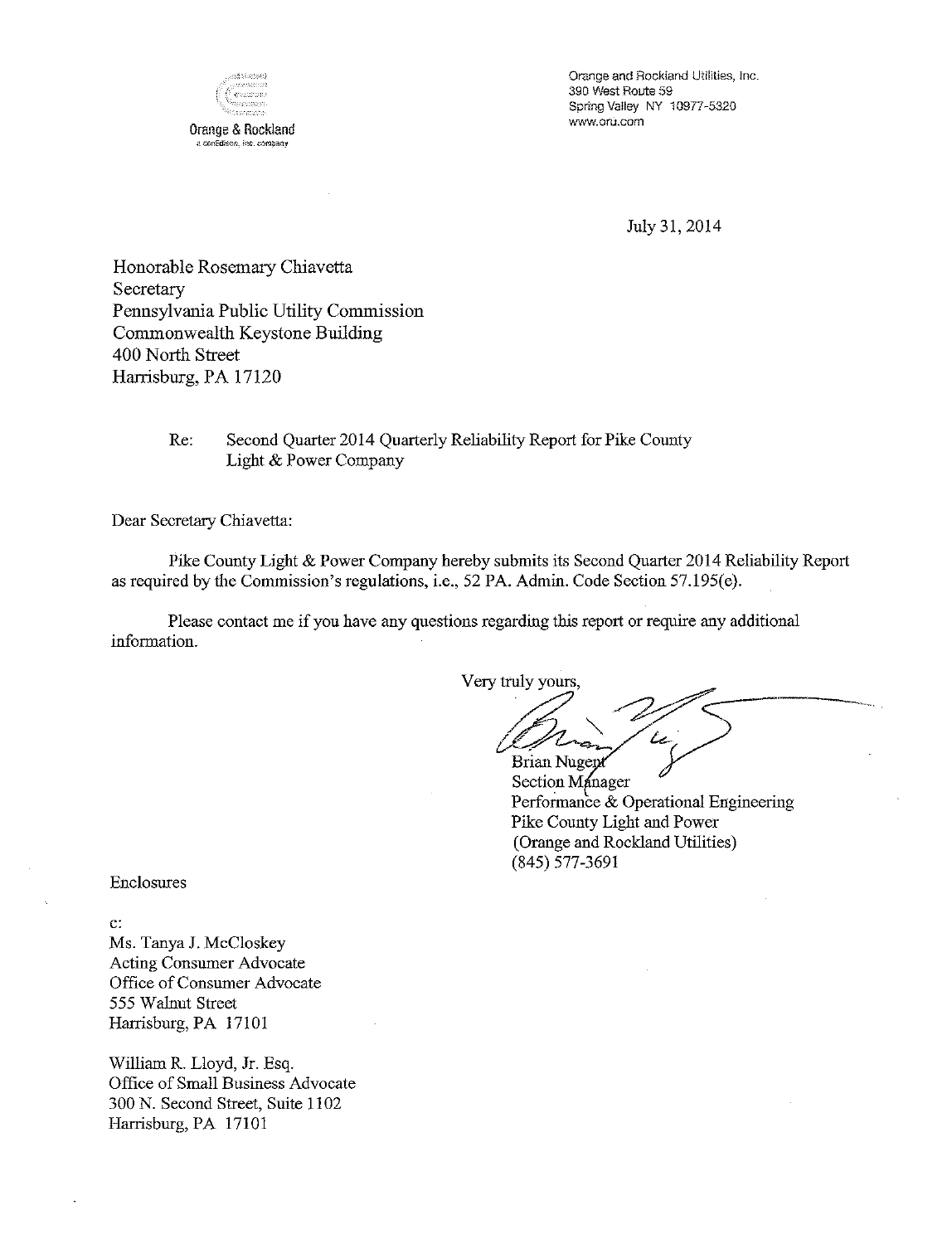Orange & Rockland
a conEdison, inc. company

Orange and Rockland Utilities, Inc.
390 West Route 59
Spring Valley NY 10977-5320
www.oru.com

July 31, 2014

Honorable Rosemary Chiavetta
Secretary
Pennsylvania Public Utility Commission
Commonwealth Keystone Building
400 North Street
Harrisburg, PA 17120

Re: Second Quarter 2014 Quarterly Reliability Report for Pike County Light & Power Company

Dear Secretary Chiavetta:

Pike County Light & Power Company hereby submits its Second Quarter 2014 Reliability Report as required by the Commission's regulations, i.e., 52 PA. Admin. Code Section 57.195(e).

Please contact me if you have any questions regarding this report or require any additional information.

Very truly yours,

Brian Nugent
Section Manager
Performance & Operational Engineering
Pike County Light and Power
(Orange and Rockland Utilities)
(845) 577-3691

Enclosures

c:
Ms. Tanya J. McCloskey
Acting Consumer Advocate
Office of Consumer Advocate
555 Walnut Street
Harrisburg, PA 17101

William R. Lloyd, Jr. Esq.
Office of Small Business Advocate
300 N. Second Street, Suite 1102
Harrisburg, PA 17101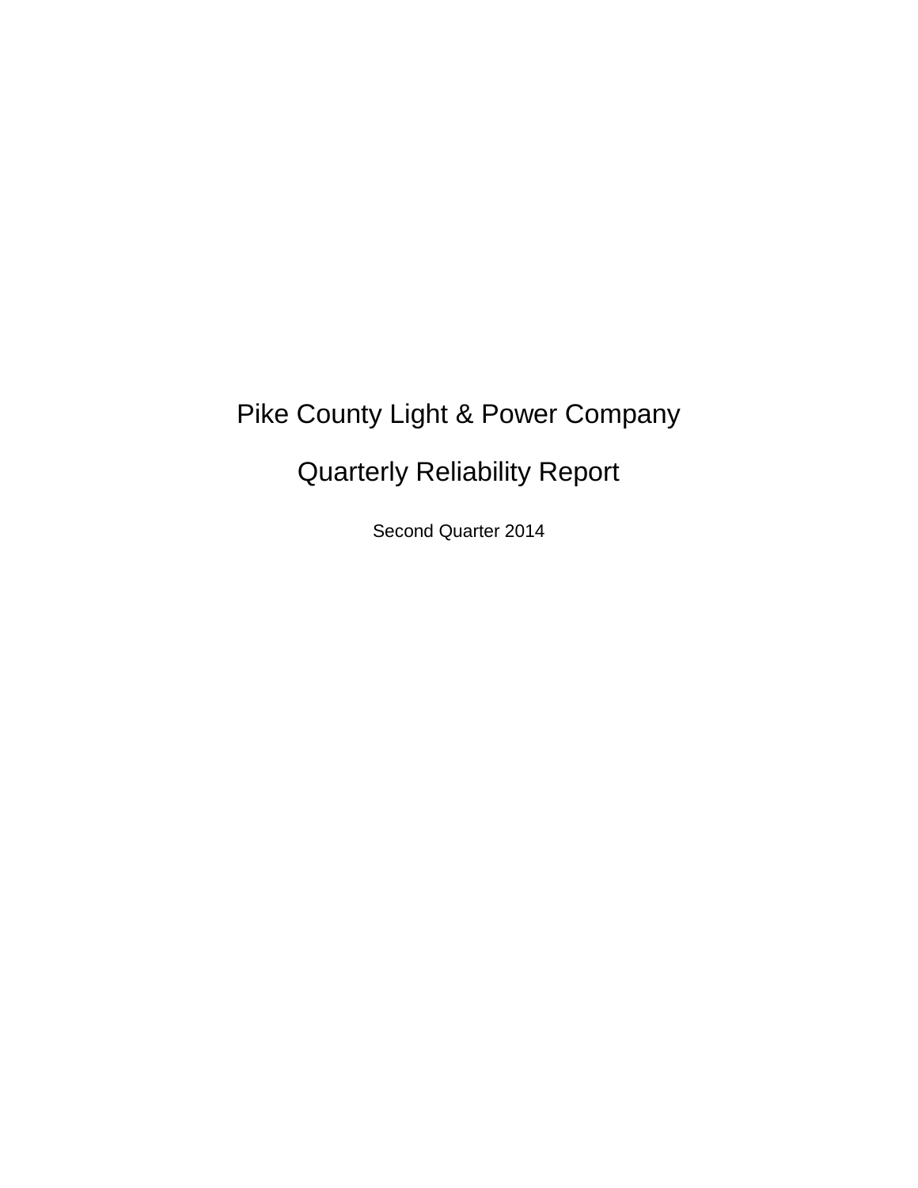# Pike County Light & Power Company

## Quarterly Reliability Report

Second Quarter 2014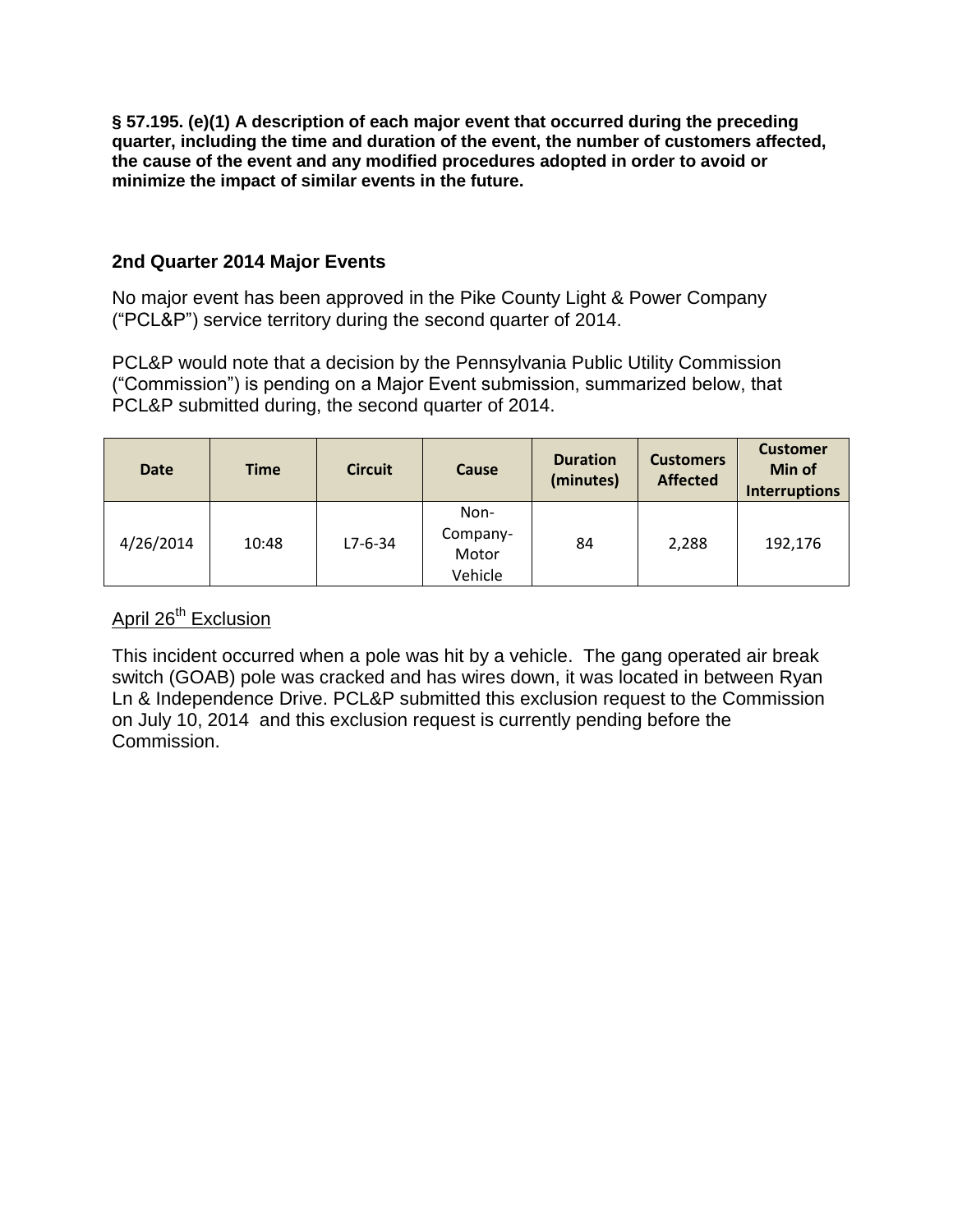**§ 57.195. (e)(1) A description of each major event that occurred during the preceding quarter, including the time and duration of the event, the number of customers affected, the cause of the event and any modified procedures adopted in order to avoid or minimize the impact of similar events in the future.**

## 2nd Quarter 2014 Major Events

No major event has been approved in the Pike County Light & Power Company ("PCL&P") service territory during the second quarter of 2014.

PCL&P would note that a decision by the Pennsylvania Public Utility Commission ("Commission") is pending on a Major Event submission, summarized below, that PCL&P submitted during, the second quarter of 2014.

| Date | Time | Circuit | Cause | Duration (minutes) | Customers Affected | Customer Min of Interruptions |
|---|---|---|---|---|---|---|
| 4/26/2014 | 10:48 | L7-6-34 | Non-Company-Motor Vehicle | 84 | 2,288 | 192,176 |

<u>April 26th Exclusion</u>

This incident occurred when a pole was hit by a vehicle. The gang operated air break switch (GOAB) pole was cracked and has wires down, it was located in between Ryan Ln & Independence Drive. PCL&P submitted this exclusion request to the Commission on July 10, 2014 and this exclusion request is currently pending before the Commission.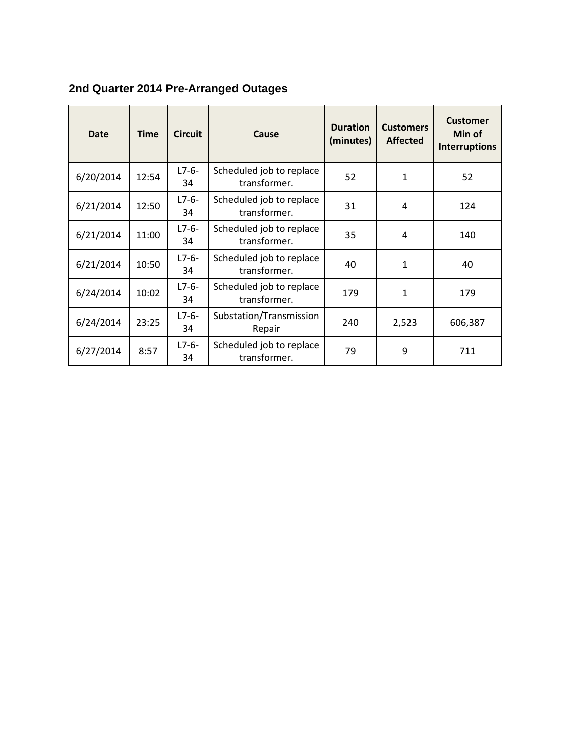## 2nd Quarter 2014 Pre-Arranged Outages

| Date | Time | Circuit | Cause | Duration (minutes) | Customers Affected | Customer Min of Interruptions |
|---|---|---|---|---|---|---|
| 6/20/2014 | 12:54 | L7-6-34 | Scheduled job to replace transformer. | 52 | 1 | 52 |
| 6/21/2014 | 12:50 | L7-6-34 | Scheduled job to replace transformer. | 31 | 4 | 124 |
| 6/21/2014 | 11:00 | L7-6-34 | Scheduled job to replace transformer. | 35 | 4 | 140 |
| 6/21/2014 | 10:50 | L7-6-34 | Scheduled job to replace transformer. | 40 | 1 | 40 |
| 6/24/2014 | 10:02 | L7-6-34 | Scheduled job to replace transformer. | 179 | 1 | 179 |
| 6/24/2014 | 23:25 | L7-6-34 | Substation/Transmission Repair | 240 | 2,523 | 606,387 |
| 6/27/2014 | 8:57 | L7-6-34 | Scheduled job to replace transformer. | 79 | 9 | 711 |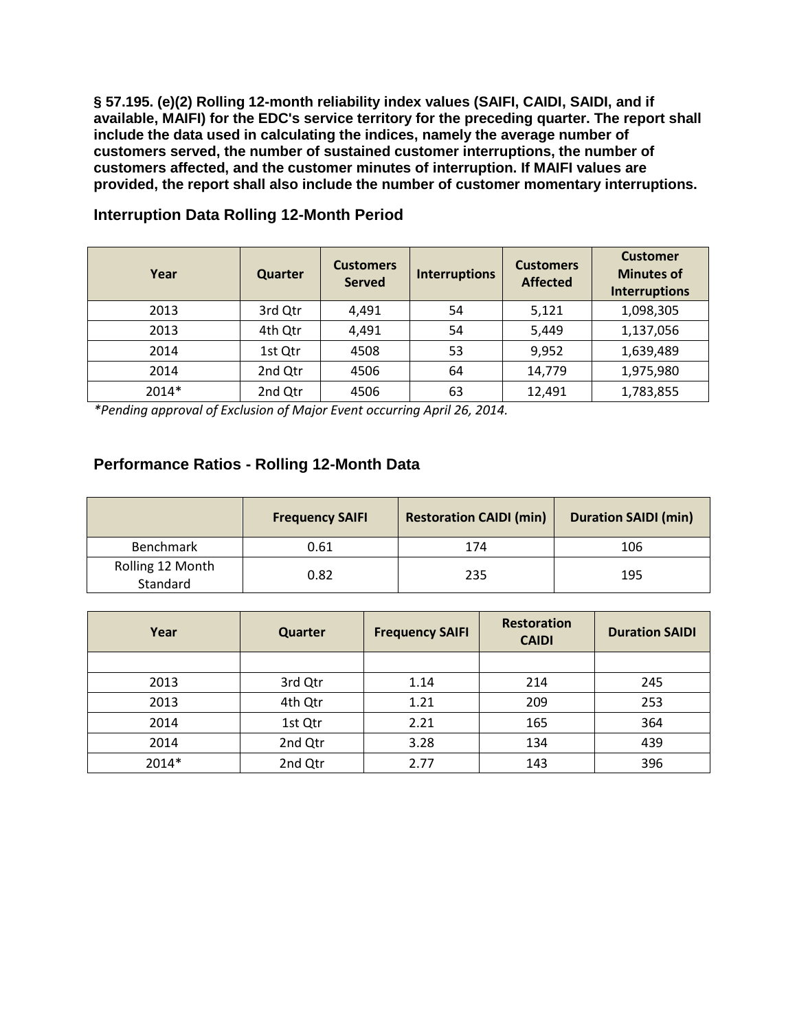**§ 57.195. (e)(2) Rolling 12-month reliability index values (SAIFI, CAIDI, SAIDI, and if available, MAIFI) for the EDC's service territory for the preceding quarter. The report shall include the data used in calculating the indices, namely the average number of customers served, the number of sustained customer interruptions, the number of customers affected, and the customer minutes of interruption. If MAIFI values are provided, the report shall also include the number of customer momentary interruptions.**

### Interruption Data Rolling 12-Month Period

| Year | Quarter | Customers Served | Interruptions | Customers Affected | Customer Minutes of Interruptions |
|---|---|---|---|---|---|
| 2013 | 3rd Qtr | 4,491 | 54 | 5,121 | 1,098,305 |
| 2013 | 4th Qtr | 4,491 | 54 | 5,449 | 1,137,056 |
| 2014 | 1st Qtr | 4508 | 53 | 9,952 | 1,639,489 |
| 2014 | 2nd Qtr | 4506 | 64 | 14,779 | 1,975,980 |
| 2014* | 2nd Qtr | 4506 | 63 | 12,491 | 1,783,855 |

*\*Pending approval of Exclusion of Major Event occurring April 26, 2014.*

### Performance Ratios - Rolling 12-Month Data

| | Frequency SAIFI | Restoration CAIDI (min) | Duration SAIDI (min) |
|---|---|---|---|
| Benchmark | 0.61 | 174 | 106 |
| Rolling 12 Month Standard | 0.82 | 235 | 195 |

| Year | Quarter | Frequency SAIFI | Restoration CAIDI | Duration SAIDI |
|---|---|---|---|---|
| | | | | |
| 2013 | 3rd Qtr | 1.14 | 214 | 245 |
| 2013 | 4th Qtr | 1.21 | 209 | 253 |
| 2014 | 1st Qtr | 2.21 | 165 | 364 |
| 2014 | 2nd Qtr | 3.28 | 134 | 439 |
| 2014* | 2nd Qtr | 2.77 | 143 | 396 |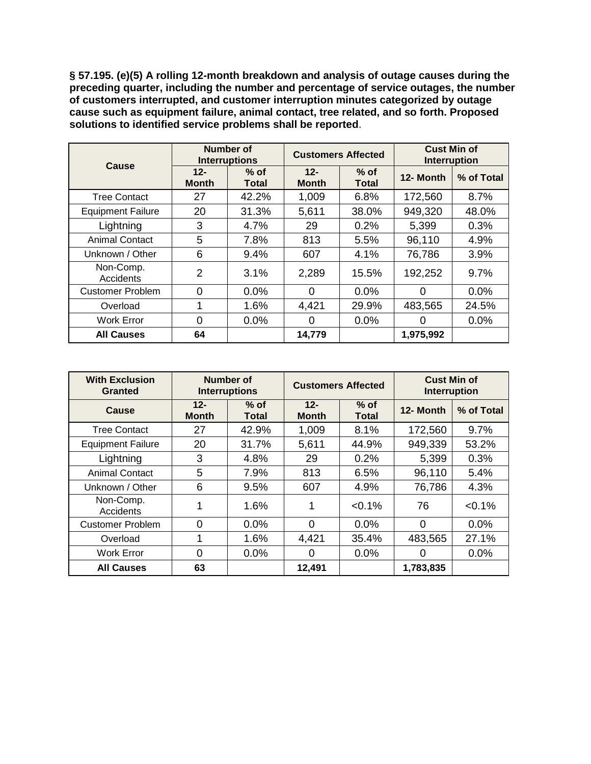**§ 57.195. (e)(5) A rolling 12-month breakdown and analysis of outage causes during the preceding quarter, including the number and percentage of service outages, the number of customers interrupted, and customer interruption minutes categorized by outage cause such as equipment failure, animal contact, tree related, and so forth. Proposed solutions to identified service problems shall be reported**.

| Cause | Number of Interruptions | | Customers Affected | | Cust Min of Interruption | |
|---|---|---|---|---|---|---|
| | 12-Month | % of Total | 12-Month | % of Total | 12- Month | % of Total |
| Tree Contact | 27 | 42.2% | 1,009 | 6.8% | 172,560 | 8.7% |
| Equipment Failure | 20 | 31.3% | 5,611 | 38.0% | 949,320 | 48.0% |
| Lightning | 3 | 4.7% | 29 | 0.2% | 5,399 | 0.3% |
| Animal Contact | 5 | 7.8% | 813 | 5.5% | 96,110 | 4.9% |
| Unknown / Other | 6 | 9.4% | 607 | 4.1% | 76,786 | 3.9% |
| Non-Comp. Accidents | 2 | 3.1% | 2,289 | 15.5% | 192,252 | 9.7% |
| Customer Problem | 0 | 0.0% | 0 | 0.0% | 0 | 0.0% |
| Overload | 1 | 1.6% | 4,421 | 29.9% | 483,565 | 24.5% |
| Work Error | 0 | 0.0% | 0 | 0.0% | 0 | 0.0% |
| **All Causes** | **64** | | **14,779** | | **1,975,992** | |

| With Exclusion Granted | Number of Interruptions | | Customers Affected | | Cust Min of Interruption | |
|---|---|---|---|---|---|---|
| Cause | 12-Month | % of Total | 12-Month | % of Total | 12- Month | % of Total |
| Tree Contact | 27 | 42.9% | 1,009 | 8.1% | 172,560 | 9.7% |
| Equipment Failure | 20 | 31.7% | 5,611 | 44.9% | 949,339 | 53.2% |
| Lightning | 3 | 4.8% | 29 | 0.2% | 5,399 | 0.3% |
| Animal Contact | 5 | 7.9% | 813 | 6.5% | 96,110 | 5.4% |
| Unknown / Other | 6 | 9.5% | 607 | 4.9% | 76,786 | 4.3% |
| Non-Comp. Accidents | 1 | 1.6% | 1 | <0.1% | 76 | <0.1% |
| Customer Problem | 0 | 0.0% | 0 | 0.0% | 0 | 0.0% |
| Overload | 1 | 1.6% | 4,421 | 35.4% | 483,565 | 27.1% |
| Work Error | 0 | 0.0% | 0 | 0.0% | 0 | 0.0% |
| **All Causes** | **63** | | **12,491** | | **1,783,835** | |